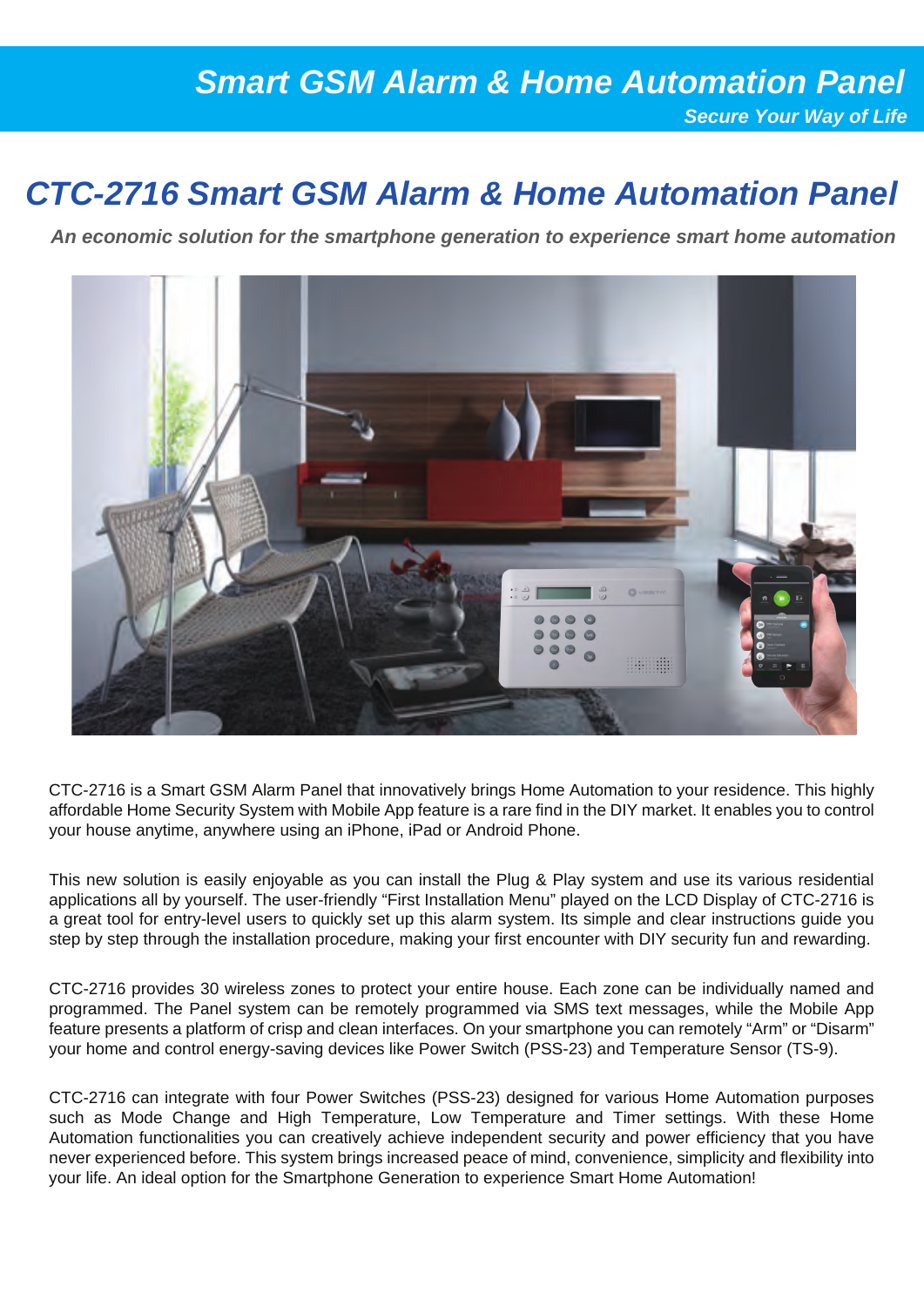# Smart GSM Alarm & Home Automation Panel

***Secure Your Way of Life***

## CTC-2716 Smart GSM Alarm & Home Automation Panel

***An economic solution for the smartphone generation to experience smart home automation***

CTC-2716 is a Smart GSM Alarm Panel that innovatively brings Home Automation to your residence. This highly affordable Home Security System with Mobile App feature is a rare find in the DIY market. It enables you to control your house anytime, anywhere using an iPhone, iPad or Android Phone.

This new solution is easily enjoyable as you can install the Plug & Play system and use its various residential applications all by yourself. The user-friendly “First Installation Menu” played on the LCD Display of CTC-2716 is a great tool for entry-level users to quickly set up this alarm system. Its simple and clear instructions guide you step by step through the installation procedure, making your first encounter with DIY security fun and rewarding.

CTC-2716 provides 30 wireless zones to protect your entire house. Each zone can be individually named and programmed. The Panel system can be remotely programmed via SMS text messages, while the Mobile App feature presents a platform of crisp and clean interfaces. On your smartphone you can remotely “Arm” or “Disarm” your home and control energy-saving devices like Power Switch (PSS-23) and Temperature Sensor (TS-9).

CTC-2716 can integrate with four Power Switches (PSS-23) designed for various Home Automation purposes such as Mode Change and High Temperature, Low Temperature and Timer settings. With these Home Automation functionalities you can creatively achieve independent security and power efficiency that you have never experienced before. This system brings increased peace of mind, convenience, simplicity and flexibility into your life. An ideal option for the Smartphone Generation to experience Smart Home Automation!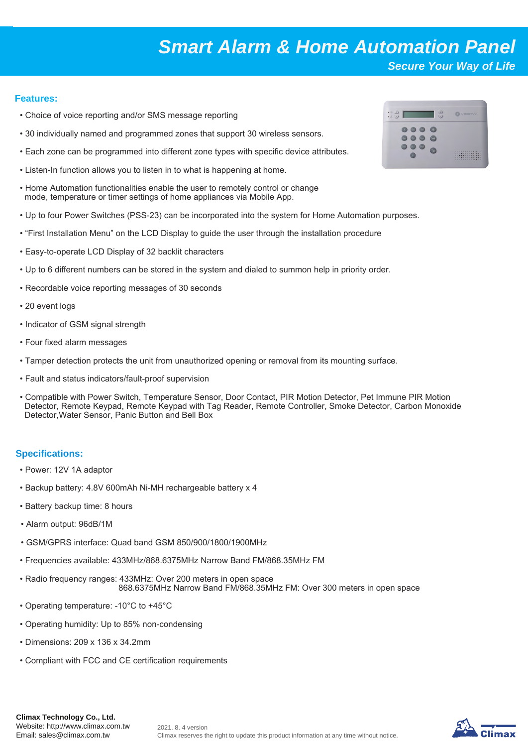# Smart Alarm & Home Automation Panel

***Secure Your Way of Life***

## Features:

- Choice of voice reporting and/or SMS message reporting
- 30 individually named and programmed zones that support 30 wireless sensors.
- Each zone can be programmed into different zone types with specific device attributes.
- Listen-In function allows you to listen in to what is happening at home.
- Home Automation functionalities enable the user to remotely control or change mode, temperature or timer settings of home appliances via Mobile App.
- Up to four Power Switches (PSS-23) can be incorporated into the system for Home Automation purposes.
- "First Installation Menu" on the LCD Display to guide the user through the installation procedure
- Easy-to-operate LCD Display of 32 backlit characters
- Up to 6 different numbers can be stored in the system and dialed to summon help in priority order.
- Recordable voice reporting messages of 30 seconds
- 20 event logs
- Indicator of GSM signal strength
- Four fixed alarm messages
- Tamper detection protects the unit from unauthorized opening or removal from its mounting surface.
- Fault and status indicators/fault-proof supervision
- Compatible with Power Switch, Temperature Sensor, Door Contact, PIR Motion Detector, Pet Immune PIR Motion Detector, Remote Keypad, Remote Keypad with Tag Reader, Remote Controller, Smoke Detector, Carbon Monoxide Detector,Water Sensor, Panic Button and Bell Box

## Specifications:

- Power: 12V 1A adaptor
- Backup battery: 4.8V 600mAh Ni-MH rechargeable battery x 4
- Battery backup time: 8 hours
- Alarm output: 96dB/1M
- GSM/GPRS interface: Quad band GSM 850/900/1800/1900MHz
- Frequencies available: 433MHz/868.6375MHz Narrow Band FM/868.35MHz FM
- Radio frequency ranges: 433MHz: Over 200 meters in open space
  868.6375MHz Narrow Band FM/868.35MHz FM: Over 300 meters in open space
- Operating temperature: -10°C to +45°C
- Operating humidity: Up to 85% non-condensing
- Dimensions: 209 x 136 x 34.2mm
- Compliant with FCC and CE certification requirements

**Climax Technology Co., Ltd.**
Website: http://www.climax.com.tw
Email: sales@climax.com.tw

2021. 8. 4 version
Climax reserves the right to update this product information at any time without notice.